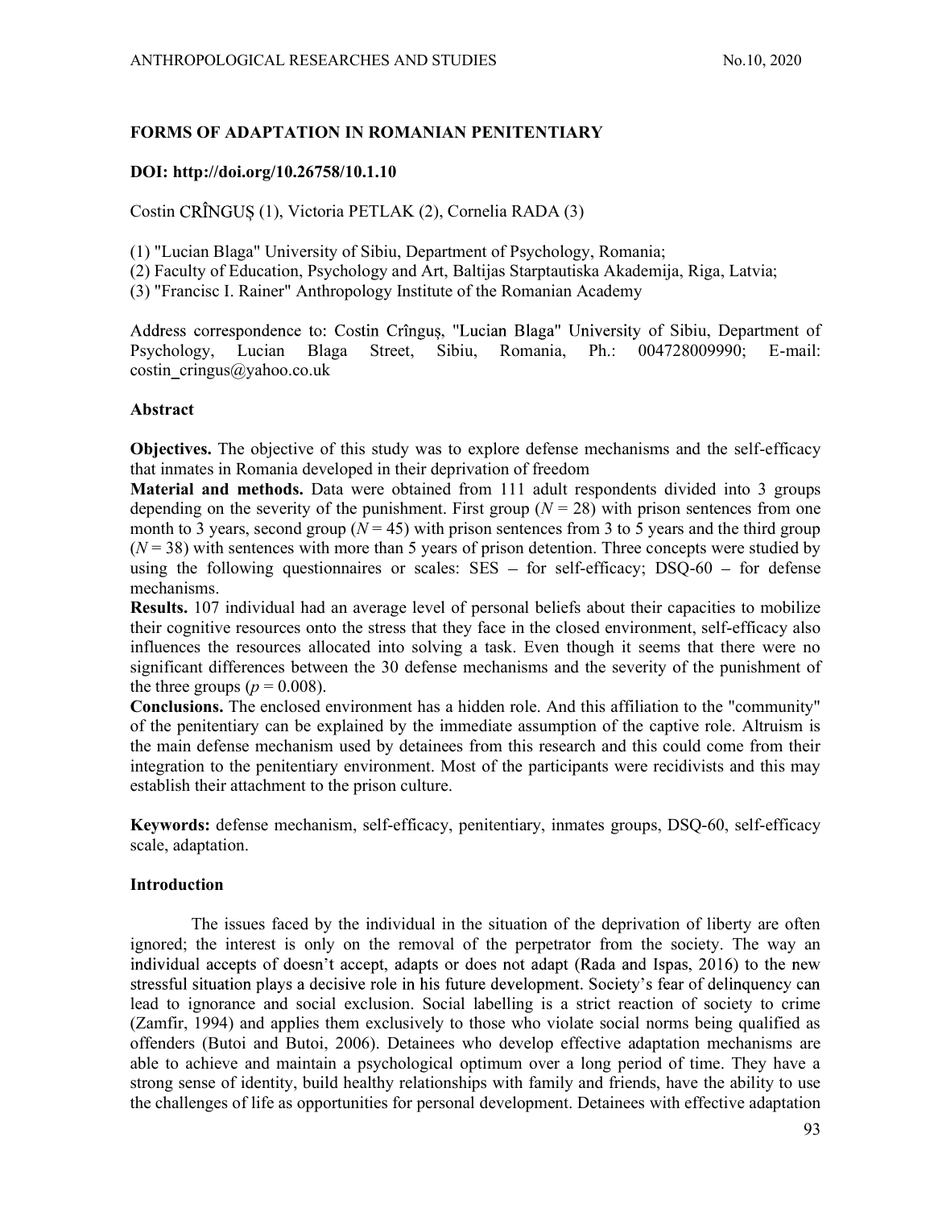# FORMS OF ADAPTATION IN ROMANIAN PENITENTIARY

**DOI: http://doi.org/10.26758/10.1.10**

Costin CRÎNGUȘ (1), Victoria PETLAK (2), Cornelia RADA (3)

(1) "Lucian Blaga" University of Sibiu, Department of Psychology, Romania;
(2) Faculty of Education, Psychology and Art, Baltijas Starptautiska Akademija, Riga, Latvia;
(3) "Francisc I. Rainer" Anthropology Institute of the Romanian Academy

Address correspondence to: Costin Crînguș, "Lucian Blaga" University of Sibiu, Department of Psychology, Lucian Blaga Street, Sibiu, Romania, Ph.: 004728009990; E-mail: costin_cringus@yahoo.co.uk

## Abstract

**Objectives.** The objective of this study was to explore defense mechanisms and the self-efficacy that inmates in Romania developed in their deprivation of freedom

**Material and methods.** Data were obtained from 111 adult respondents divided into 3 groups depending on the severity of the punishment. First group ($N = 28$) with prison sentences from one month to 3 years, second group ($N = 45$) with prison sentences from 3 to 5 years and the third group ($N = 38$) with sentences with more than 5 years of prison detention. Three concepts were studied by using the following questionnaires or scales: SES – for self-efficacy; DSQ-60 – for defense mechanisms.

**Results.** 107 individual had an average level of personal beliefs about their capacities to mobilize their cognitive resources onto the stress that they face in the closed environment, self-efficacy also influences the resources allocated into solving a task. Even though it seems that there were no significant differences between the 30 defense mechanisms and the severity of the punishment of the three groups ($p = 0.008$).

**Conclusions.** The enclosed environment has a hidden role. And this affiliation to the "community" of the penitentiary can be explained by the immediate assumption of the captive role. Altruism is the main defense mechanism used by detainees from this research and this could come from their integration to the penitentiary environment. Most of the participants were recidivists and this may establish their attachment to the prison culture.

**Keywords:** defense mechanism, self-efficacy, penitentiary, inmates groups, DSQ-60, self-efficacy scale, adaptation.

## Introduction

The issues faced by the individual in the situation of the deprivation of liberty are often ignored; the interest is only on the removal of the perpetrator from the society. The way an individual accepts of doesn't accept, adapts or does not adapt (Rada and Ispas, 2016) to the new stressful situation plays a decisive role in his future development. Society's fear of delinquency can lead to ignorance and social exclusion. Social labelling is a strict reaction of society to crime (Zamfir, 1994) and applies them exclusively to those who violate social norms being qualified as offenders (Butoi and Butoi, 2006). Detainees who develop effective adaptation mechanisms are able to achieve and maintain a psychological optimum over a long period of time. They have a strong sense of identity, build healthy relationships with family and friends, have the ability to use the challenges of life as opportunities for personal development. Detainees with effective adaptation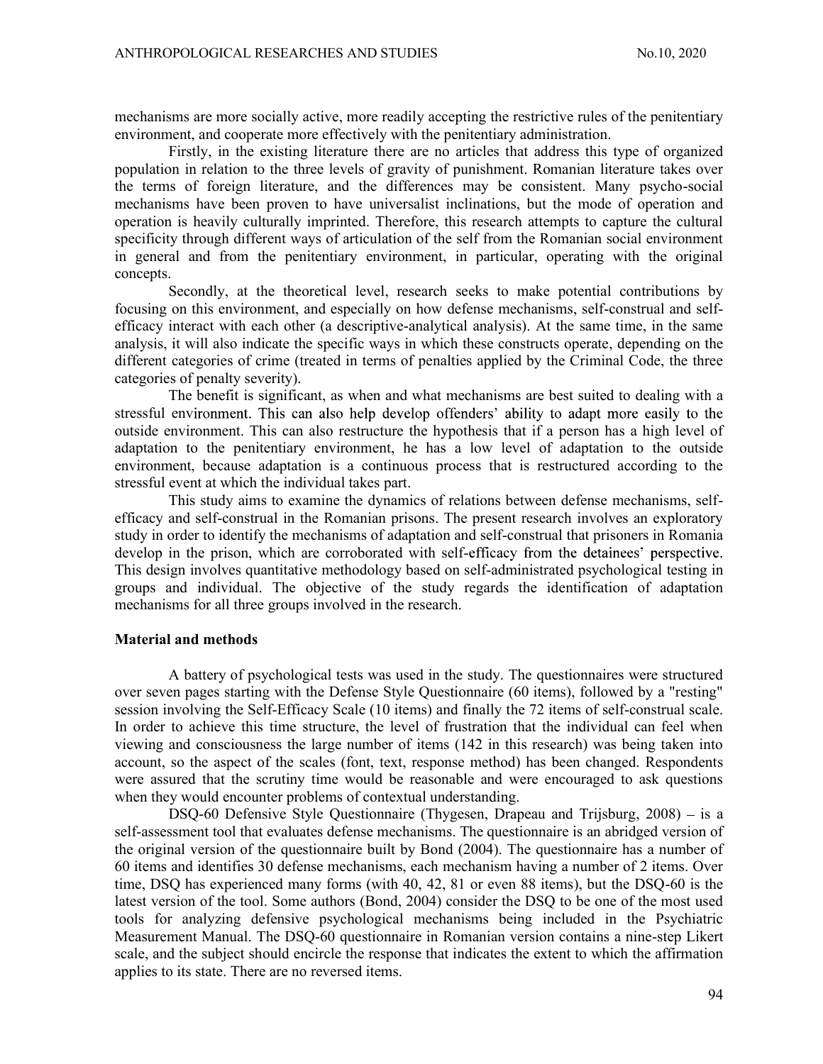mechanisms are more socially active, more readily accepting the restrictive rules of the penitentiary environment, and cooperate more effectively with the penitentiary administration.

Firstly, in the existing literature there are no articles that address this type of organized population in relation to the three levels of gravity of punishment. Romanian literature takes over the terms of foreign literature, and the differences may be consistent. Many psycho-social mechanisms have been proven to have universalist inclinations, but the mode of operation and operation is heavily culturally imprinted. Therefore, this research attempts to capture the cultural specificity through different ways of articulation of the self from the Romanian social environment in general and from the penitentiary environment, in particular, operating with the original concepts.

Secondly, at the theoretical level, research seeks to make potential contributions by focusing on this environment, and especially on how defense mechanisms, self-construal and self-efficacy interact with each other (a descriptive-analytical analysis). At the same time, in the same analysis, it will also indicate the specific ways in which these constructs operate, depending on the different categories of crime (treated in terms of penalties applied by the Criminal Code, the three categories of penalty severity).

The benefit is significant, as when and what mechanisms are best suited to dealing with a stressful environment. This can also help develop offenders' ability to adapt more easily to the outside environment. This can also restructure the hypothesis that if a person has a high level of adaptation to the penitentiary environment, he has a low level of adaptation to the outside environment, because adaptation is a continuous process that is restructured according to the stressful event at which the individual takes part.

This study aims to examine the dynamics of relations between defense mechanisms, self-efficacy and self-construal in the Romanian prisons. The present research involves an exploratory study in order to identify the mechanisms of adaptation and self-construal that prisoners in Romania develop in the prison, which are corroborated with self-efficacy from the detainees' perspective. This design involves quantitative methodology based on self-administrated psychological testing in groups and individual. The objective of the study regards the identification of adaptation mechanisms for all three groups involved in the research.

## Material and methods

A battery of psychological tests was used in the study. The questionnaires were structured over seven pages starting with the Defense Style Questionnaire (60 items), followed by a "resting" session involving the Self-Efficacy Scale (10 items) and finally the 72 items of self-construal scale. In order to achieve this time structure, the level of frustration that the individual can feel when viewing and consciousness the large number of items (142 in this research) was being taken into account, so the aspect of the scales (font, text, response method) has been changed. Respondents were assured that the scrutiny time would be reasonable and were encouraged to ask questions when they would encounter problems of contextual understanding.

DSQ-60 Defensive Style Questionnaire (Thygesen, Drapeau and Trijsburg, 2008) – is a self-assessment tool that evaluates defense mechanisms. The questionnaire is an abridged version of the original version of the questionnaire built by Bond (2004). The questionnaire has a number of 60 items and identifies 30 defense mechanisms, each mechanism having a number of 2 items. Over time, DSQ has experienced many forms (with 40, 42, 81 or even 88 items), but the DSQ-60 is the latest version of the tool. Some authors (Bond, 2004) consider the DSQ to be one of the most used tools for analyzing defensive psychological mechanisms being included in the Psychiatric Measurement Manual. The DSQ-60 questionnaire in Romanian version contains a nine-step Likert scale, and the subject should encircle the response that indicates the extent to which the affirmation applies to its state. There are no reversed items.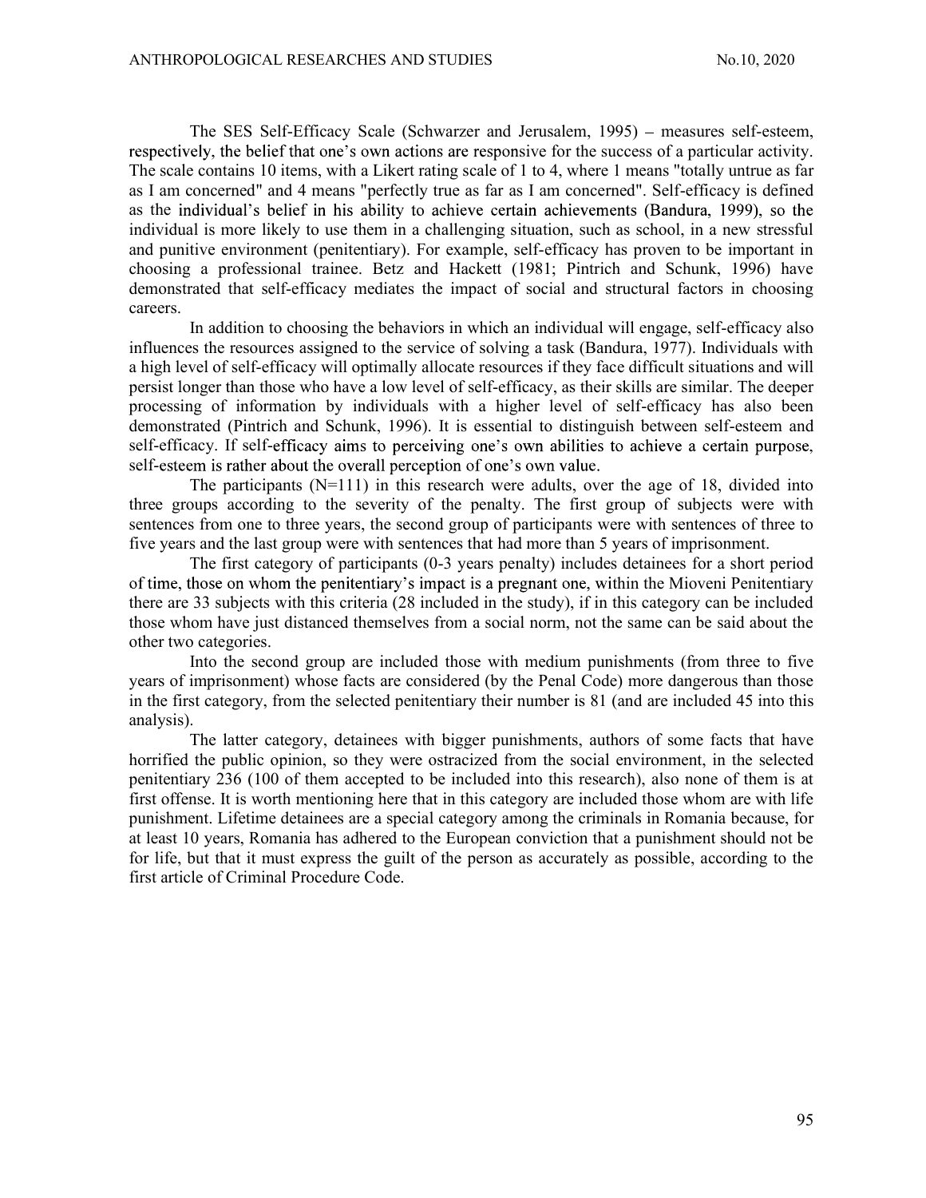The SES Self-Efficacy Scale (Schwarzer and Jerusalem, 1995) – measures self-esteem, respectively, the belief that one's own actions are responsive for the success of a particular activity. The scale contains 10 items, with a Likert rating scale of 1 to 4, where 1 means "totally untrue as far as I am concerned" and 4 means "perfectly true as far as I am concerned". Self-efficacy is defined as the individual's belief in his ability to achieve certain achievements (Bandura, 1999), so the individual is more likely to use them in a challenging situation, such as school, in a new stressful and punitive environment (penitentiary). For example, self-efficacy has proven to be important in choosing a professional trainee. Betz and Hackett (1981; Pintrich and Schunk, 1996) have demonstrated that self-efficacy mediates the impact of social and structural factors in choosing careers.

In addition to choosing the behaviors in which an individual will engage, self-efficacy also influences the resources assigned to the service of solving a task (Bandura, 1977). Individuals with a high level of self-efficacy will optimally allocate resources if they face difficult situations and will persist longer than those who have a low level of self-efficacy, as their skills are similar. The deeper processing of information by individuals with a higher level of self-efficacy has also been demonstrated (Pintrich and Schunk, 1996). It is essential to distinguish between self-esteem and self-efficacy. If self-efficacy aims to perceiving one's own abilities to achieve a certain purpose, self-esteem is rather about the overall perception of one's own value.

The participants (N=111) in this research were adults, over the age of 18, divided into three groups according to the severity of the penalty. The first group of subjects were with sentences from one to three years, the second group of participants were with sentences of three to five years and the last group were with sentences that had more than 5 years of imprisonment.

The first category of participants (0-3 years penalty) includes detainees for a short period of time, those on whom the penitentiary's impact is a pregnant one, within the Mioveni Penitentiary there are 33 subjects with this criteria (28 included in the study), if in this category can be included those whom have just distanced themselves from a social norm, not the same can be said about the other two categories.

Into the second group are included those with medium punishments (from three to five years of imprisonment) whose facts are considered (by the Penal Code) more dangerous than those in the first category, from the selected penitentiary their number is 81 (and are included 45 into this analysis).

The latter category, detainees with bigger punishments, authors of some facts that have horrified the public opinion, so they were ostracized from the social environment, in the selected penitentiary 236 (100 of them accepted to be included into this research), also none of them is at first offense. It is worth mentioning here that in this category are included those whom are with life punishment. Lifetime detainees are a special category among the criminals in Romania because, for at least 10 years, Romania has adhered to the European conviction that a punishment should not be for life, but that it must express the guilt of the person as accurately as possible, according to the first article of Criminal Procedure Code.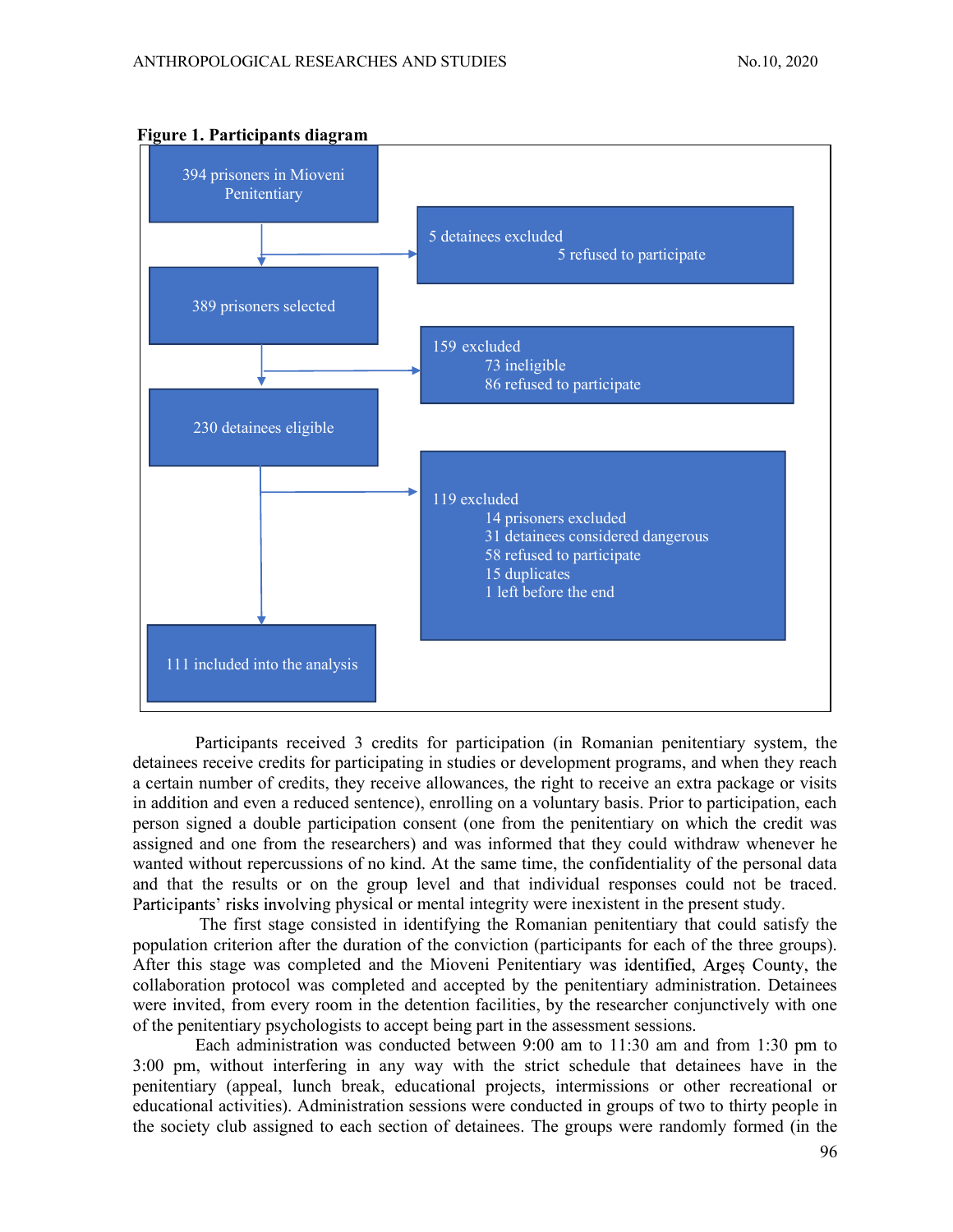**Figure 1. Participants diagram**

394 prisoners in Mioveni Penitentiary

5 detainees excluded
- 5 refused to participate

389 prisoners selected

159 excluded
- 73 ineligible
- 86 refused to participate

230 detainees eligible

119 excluded
- 14 prisoners excluded
- 31 detainees considered dangerous
- 58 refused to participate
- 15 duplicates
- 1 left before the end

111 included into the analysis

Participants received 3 credits for participation (in Romanian penitentiary system, the detainees receive credits for participating in studies or development programs, and when they reach a certain number of credits, they receive allowances, the right to receive an extra package or visits in addition and even a reduced sentence), enrolling on a voluntary basis. Prior to participation, each person signed a double participation consent (one from the penitentiary on which the credit was assigned and one from the researchers) and was informed that they could withdraw whenever he wanted without repercussions of no kind. At the same time, the confidentiality of the personal data and that the results or on the group level and that individual responses could not be traced. Participants' risks involving physical or mental integrity were inexistent in the present study.

The first stage consisted in identifying the Romanian penitentiary that could satisfy the population criterion after the duration of the conviction (participants for each of the three groups). After this stage was completed and the Mioveni Penitentiary was identified, Argeș County, the collaboration protocol was completed and accepted by the penitentiary administration. Detainees were invited, from every room in the detention facilities, by the researcher conjunctively with one of the penitentiary psychologists to accept being part in the assessment sessions.

Each administration was conducted between 9:00 am to 11:30 am and from 1:30 pm to 3:00 pm, without interfering in any way with the strict schedule that detainees have in the penitentiary (appeal, lunch break, educational projects, intermissions or other recreational or educational activities). Administration sessions were conducted in groups of two to thirty people in the society club assigned to each section of detainees. The groups were randomly formed (in the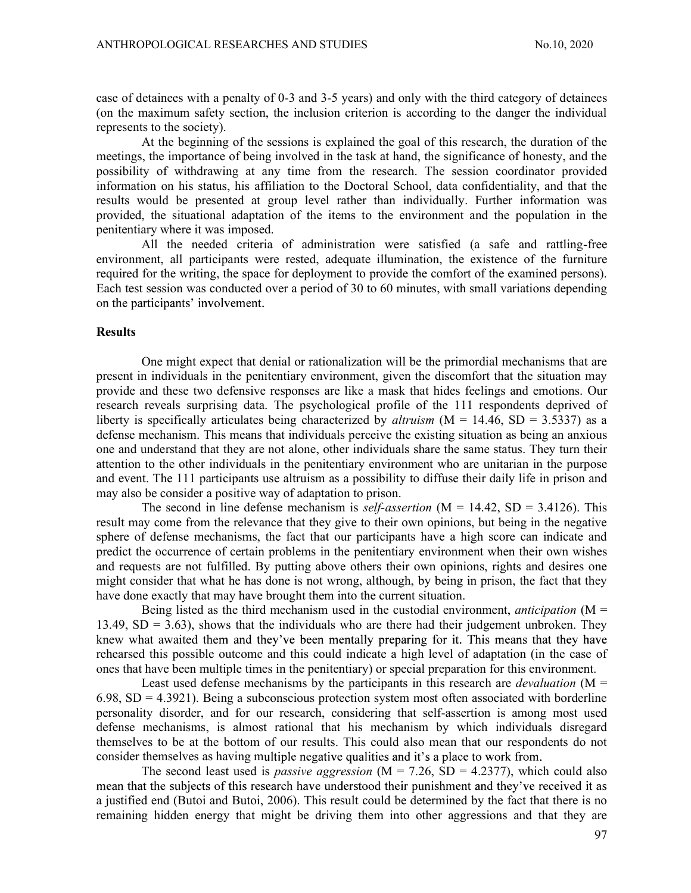case of detainees with a penalty of 0-3 and 3-5 years) and only with the third category of detainees (on the maximum safety section, the inclusion criterion is according to the danger the individual represents to the society).

At the beginning of the sessions is explained the goal of this research, the duration of the meetings, the importance of being involved in the task at hand, the significance of honesty, and the possibility of withdrawing at any time from the research. The session coordinator provided information on his status, his affiliation to the Doctoral School, data confidentiality, and that the results would be presented at group level rather than individually. Further information was provided, the situational adaptation of the items to the environment and the population in the penitentiary where it was imposed.

All the needed criteria of administration were satisfied (a safe and rattling-free environment, all participants were rested, adequate illumination, the existence of the furniture required for the writing, the space for deployment to provide the comfort of the examined persons). Each test session was conducted over a period of 30 to 60 minutes, with small variations depending on the participants' involvement.

**Results**

One might expect that denial or rationalization will be the primordial mechanisms that are present in individuals in the penitentiary environment, given the discomfort that the situation may provide and these two defensive responses are like a mask that hides feelings and emotions. Our research reveals surprising data. The psychological profile of the 111 respondents deprived of liberty is specifically articulates being characterized by *altruism* (M = 14.46, SD = 3.5337) as a defense mechanism. This means that individuals perceive the existing situation as being an anxious one and understand that they are not alone, other individuals share the same status. They turn their attention to the other individuals in the penitentiary environment who are unitarian in the purpose and event. The 111 participants use altruism as a possibility to diffuse their daily life in prison and may also be consider a positive way of adaptation to prison.

The second in line defense mechanism is *self-assertion* (M = 14.42, SD = 3.4126). This result may come from the relevance that they give to their own opinions, but being in the negative sphere of defense mechanisms, the fact that our participants have a high score can indicate and predict the occurrence of certain problems in the penitentiary environment when their own wishes and requests are not fulfilled. By putting above others their own opinions, rights and desires one might consider that what he has done is not wrong, although, by being in prison, the fact that they have done exactly that may have brought them into the current situation.

Being listed as the third mechanism used in the custodial environment, *anticipation* (M = 13.49, SD = 3.63), shows that the individuals who are there had their judgement unbroken. They knew what awaited them and they've been mentally preparing for it. This means that they have rehearsed this possible outcome and this could indicate a high level of adaptation (in the case of ones that have been multiple times in the penitentiary) or special preparation for this environment.

Least used defense mechanisms by the participants in this research are *devaluation* (M = 6.98, SD = 4.3921). Being a subconscious protection system most often associated with borderline personality disorder, and for our research, considering that self-assertion is among most used defense mechanisms, is almost rational that his mechanism by which individuals disregard themselves to be at the bottom of our results. This could also mean that our respondents do not consider themselves as having multiple negative qualities and it's a place to work from.

The second least used is *passive aggression* (M = 7.26, SD = 4.2377), which could also mean that the subjects of this research have understood their punishment and they've received it as a justified end (Butoi and Butoi, 2006). This result could be determined by the fact that there is no remaining hidden energy that might be driving them into other aggressions and that they are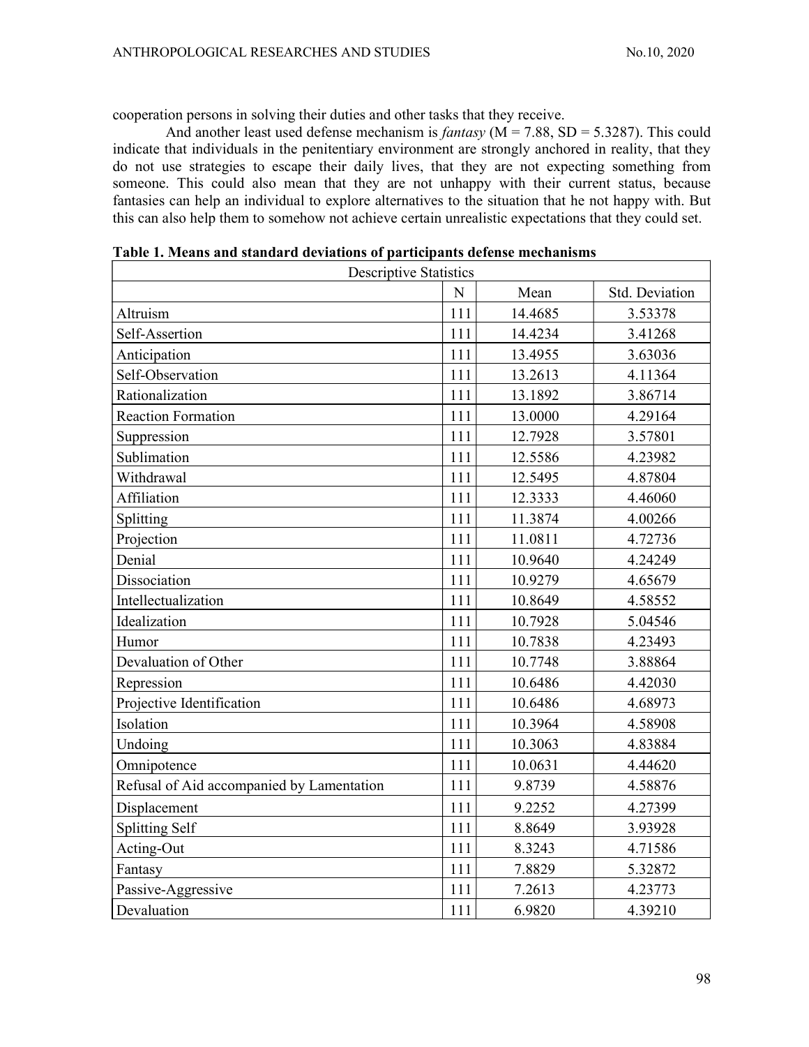cooperation persons in solving their duties and other tasks that they receive.

And another least used defense mechanism is *fantasy* (M = 7.88, SD = 5.3287). This could indicate that individuals in the penitentiary environment are strongly anchored in reality, that they do not use strategies to escape their daily lives, that they are not expecting something from someone. This could also mean that they are not unhappy with their current status, because fantasies can help an individual to explore alternatives to the situation that he not happy with. But this can also help them to somehow not achieve certain unrealistic expectations that they could set.

**Table 1. Means and standard deviations of participants defense mechanisms**

| Descriptive Statistics | | | |
|---|---|---|---|
| | N | Mean | Std. Deviation |
| Altruism | 111 | 14.4685 | 3.53378 |
| Self-Assertion | 111 | 14.4234 | 3.41268 |
| Anticipation | 111 | 13.4955 | 3.63036 |
| Self-Observation | 111 | 13.2613 | 4.11364 |
| Rationalization | 111 | 13.1892 | 3.86714 |
| Reaction Formation | 111 | 13.0000 | 4.29164 |
| Suppression | 111 | 12.7928 | 3.57801 |
| Sublimation | 111 | 12.5586 | 4.23982 |
| Withdrawal | 111 | 12.5495 | 4.87804 |
| Affiliation | 111 | 12.3333 | 4.46060 |
| Splitting | 111 | 11.3874 | 4.00266 |
| Projection | 111 | 11.0811 | 4.72736 |
| Denial | 111 | 10.9640 | 4.24249 |
| Dissociation | 111 | 10.9279 | 4.65679 |
| Intellectualization | 111 | 10.8649 | 4.58552 |
| Idealization | 111 | 10.7928 | 5.04546 |
| Humor | 111 | 10.7838 | 4.23493 |
| Devaluation of Other | 111 | 10.7748 | 3.88864 |
| Repression | 111 | 10.6486 | 4.42030 |
| Projective Identification | 111 | 10.6486 | 4.68973 |
| Isolation | 111 | 10.3964 | 4.58908 |
| Undoing | 111 | 10.3063 | 4.83884 |
| Omnipotence | 111 | 10.0631 | 4.44620 |
| Refusal of Aid accompanied by Lamentation | 111 | 9.8739 | 4.58876 |
| Displacement | 111 | 9.2252 | 4.27399 |
| Splitting Self | 111 | 8.8649 | 3.93928 |
| Acting-Out | 111 | 8.3243 | 4.71586 |
| Fantasy | 111 | 7.8829 | 5.32872 |
| Passive-Aggressive | 111 | 7.2613 | 4.23773 |
| Devaluation | 111 | 6.9820 | 4.39210 |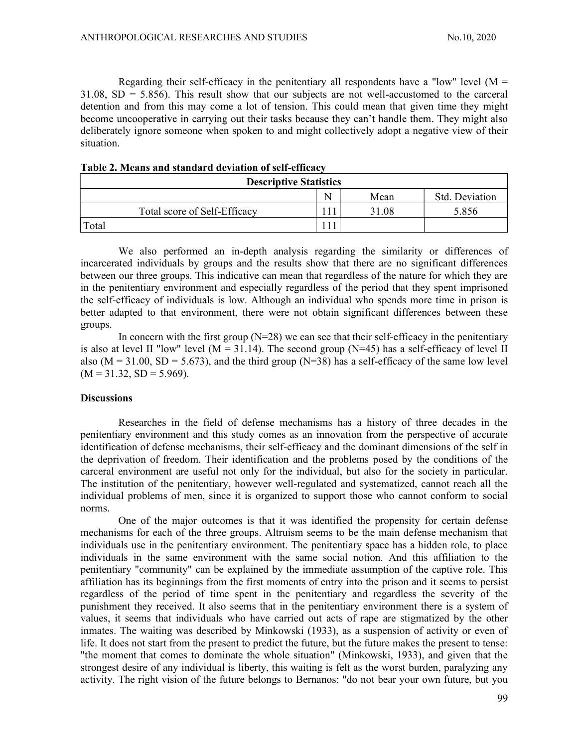Regarding their self-efficacy in the penitentiary all respondents have a "low" level (M = 31.08, SD = 5.856). This result show that our subjects are not well-accustomed to the carceral detention and from this may come a lot of tension. This could mean that given time they might become uncooperative in carrying out their tasks because they can't handle them. They might also deliberately ignore someone when spoken to and might collectively adopt a negative view of their situation.

**Table 2. Means and standard deviation of self-efficacy**

| Descriptive Statistics | | | |
|---|---|---|---|
| | N | Mean | Std. Deviation |
| Total score of Self-Efficacy | 111 | 31.08 | 5.856 |
| Total | 111 | | |

We also performed an in-depth analysis regarding the similarity or differences of incarcerated individuals by groups and the results show that there are no significant differences between our three groups. This indicative can mean that regardless of the nature for which they are in the penitentiary environment and especially regardless of the period that they spent imprisoned the self-efficacy of individuals is low. Although an individual who spends more time in prison is better adapted to that environment, there were not obtain significant differences between these groups.

In concern with the first group (N=28) we can see that their self-efficacy in the penitentiary is also at level II "low" level (M = 31.14). The second group (N=45) has a self-efficacy of level II also (M = 31.00, SD = 5.673), and the third group (N=38) has a self-efficacy of the same low level (M = 31.32, SD = 5.969).

**Discussions**

Researches in the field of defense mechanisms has a history of three decades in the penitentiary environment and this study comes as an innovation from the perspective of accurate identification of defense mechanisms, their self-efficacy and the dominant dimensions of the self in the deprivation of freedom. Their identification and the problems posed by the conditions of the carceral environment are useful not only for the individual, but also for the society in particular. The institution of the penitentiary, however well-regulated and systematized, cannot reach all the individual problems of men, since it is organized to support those who cannot conform to social norms.

One of the major outcomes is that it was identified the propensity for certain defense mechanisms for each of the three groups. Altruism seems to be the main defense mechanism that individuals use in the penitentiary environment. The penitentiary space has a hidden role, to place individuals in the same environment with the same social notion. And this affiliation to the penitentiary "community" can be explained by the immediate assumption of the captive role. This affiliation has its beginnings from the first moments of entry into the prison and it seems to persist regardless of the period of time spent in the penitentiary and regardless the severity of the punishment they received. It also seems that in the penitentiary environment there is a system of values, it seems that individuals who have carried out acts of rape are stigmatized by the other inmates. The waiting was described by Minkowski (1933), as a suspension of activity or even of life. It does not start from the present to predict the future, but the future makes the present to tense: "the moment that comes to dominate the whole situation" (Minkowski, 1933), and given that the strongest desire of any individual is liberty, this waiting is felt as the worst burden, paralyzing any activity. The right vision of the future belongs to Bernanos: "do not bear your own future, but you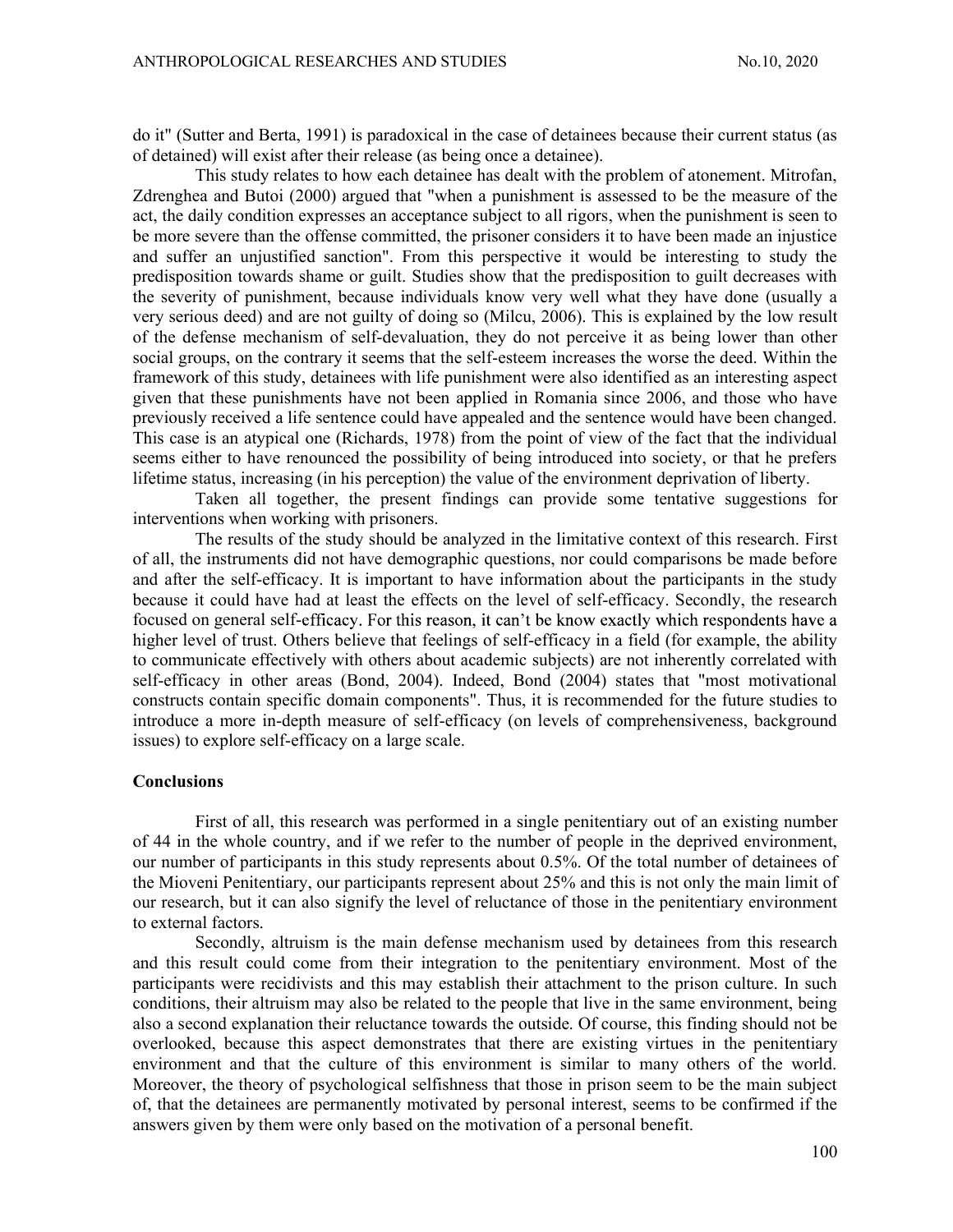do it" (Sutter and Berta, 1991) is paradoxical in the case of detainees because their current status (as of detained) will exist after their release (as being once a detainee).

This study relates to how each detainee has dealt with the problem of atonement. Mitrofan, Zdrenghea and Butoi (2000) argued that "when a punishment is assessed to be the measure of the act, the daily condition expresses an acceptance subject to all rigors, when the punishment is seen to be more severe than the offense committed, the prisoner considers it to have been made an injustice and suffer an unjustified sanction". From this perspective it would be interesting to study the predisposition towards shame or guilt. Studies show that the predisposition to guilt decreases with the severity of punishment, because individuals know very well what they have done (usually a very serious deed) and are not guilty of doing so (Milcu, 2006). This is explained by the low result of the defense mechanism of self-devaluation, they do not perceive it as being lower than other social groups, on the contrary it seems that the self-esteem increases the worse the deed. Within the framework of this study, detainees with life punishment were also identified as an interesting aspect given that these punishments have not been applied in Romania since 2006, and those who have previously received a life sentence could have appealed and the sentence would have been changed. This case is an atypical one (Richards, 1978) from the point of view of the fact that the individual seems either to have renounced the possibility of being introduced into society, or that he prefers lifetime status, increasing (in his perception) the value of the environment deprivation of liberty.

Taken all together, the present findings can provide some tentative suggestions for interventions when working with prisoners.

The results of the study should be analyzed in the limitative context of this research. First of all, the instruments did not have demographic questions, nor could comparisons be made before and after the self-efficacy. It is important to have information about the participants in the study because it could have had at least the effects on the level of self-efficacy. Secondly, the research focused on general self-efficacy. For this reason, it can't be know exactly which respondents have a higher level of trust. Others believe that feelings of self-efficacy in a field (for example, the ability to communicate effectively with others about academic subjects) are not inherently correlated with self-efficacy in other areas (Bond, 2004). Indeed, Bond (2004) states that "most motivational constructs contain specific domain components". Thus, it is recommended for the future studies to introduce a more in-depth measure of self-efficacy (on levels of comprehensiveness, background issues) to explore self-efficacy on a large scale.

## Conclusions

First of all, this research was performed in a single penitentiary out of an existing number of 44 in the whole country, and if we refer to the number of people in the deprived environment, our number of participants in this study represents about 0.5%. Of the total number of detainees of the Mioveni Penitentiary, our participants represent about 25% and this is not only the main limit of our research, but it can also signify the level of reluctance of those in the penitentiary environment to external factors.

Secondly, altruism is the main defense mechanism used by detainees from this research and this result could come from their integration to the penitentiary environment. Most of the participants were recidivists and this may establish their attachment to the prison culture. In such conditions, their altruism may also be related to the people that live in the same environment, being also a second explanation their reluctance towards the outside. Of course, this finding should not be overlooked, because this aspect demonstrates that there are existing virtues in the penitentiary environment and that the culture of this environment is similar to many others of the world. Moreover, the theory of psychological selfishness that those in prison seem to be the main subject of, that the detainees are permanently motivated by personal interest, seems to be confirmed if the answers given by them were only based on the motivation of a personal benefit.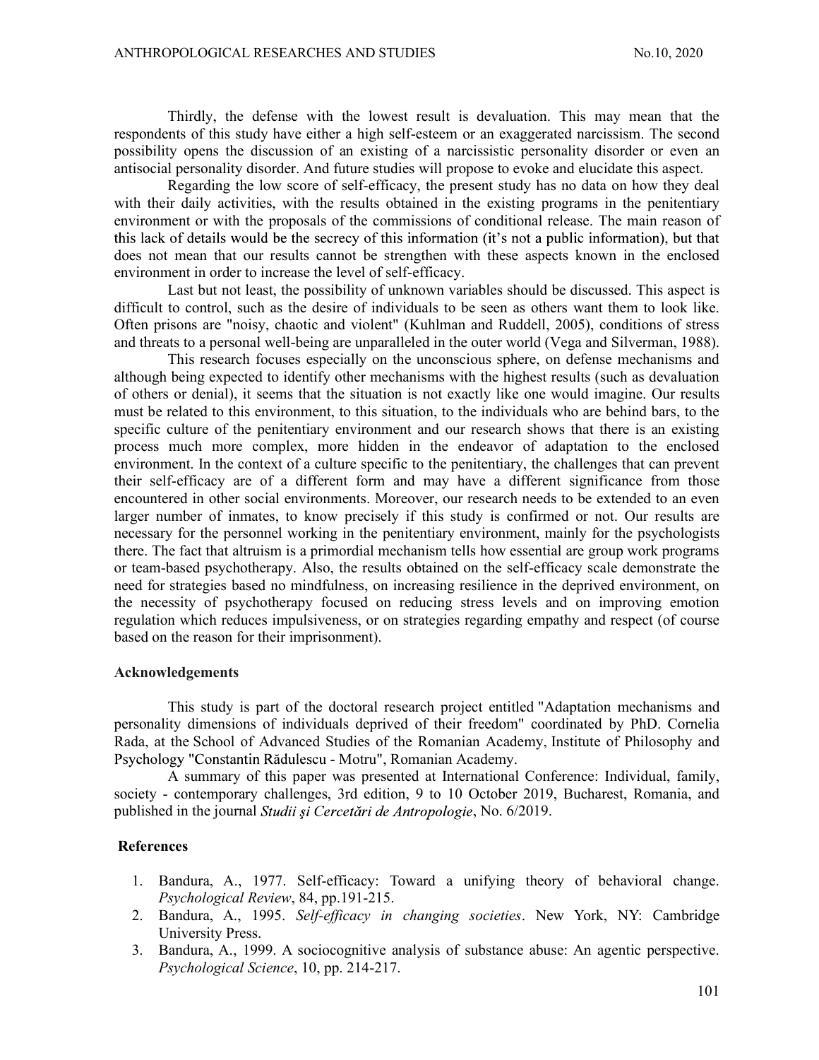Thirdly, the defense with the lowest result is devaluation. This may mean that the respondents of this study have either a high self-esteem or an exaggerated narcissism. The second possibility opens the discussion of an existing of a narcissistic personality disorder or even an antisocial personality disorder. And future studies will propose to evoke and elucidate this aspect.

Regarding the low score of self-efficacy, the present study has no data on how they deal with their daily activities, with the results obtained in the existing programs in the penitentiary environment or with the proposals of the commissions of conditional release. The main reason of this lack of details would be the secrecy of this information (it's not a public information), but that does not mean that our results cannot be strengthen with these aspects known in the enclosed environment in order to increase the level of self-efficacy.

Last but not least, the possibility of unknown variables should be discussed. This aspect is difficult to control, such as the desire of individuals to be seen as others want them to look like. Often prisons are "noisy, chaotic and violent" (Kuhlman and Ruddell, 2005), conditions of stress and threats to a personal well-being are unparalleled in the outer world (Vega and Silverman, 1988).

This research focuses especially on the unconscious sphere, on defense mechanisms and although being expected to identify other mechanisms with the highest results (such as devaluation of others or denial), it seems that the situation is not exactly like one would imagine. Our results must be related to this environment, to this situation, to the individuals who are behind bars, to the specific culture of the penitentiary environment and our research shows that there is an existing process much more complex, more hidden in the endeavor of adaptation to the enclosed environment. In the context of a culture specific to the penitentiary, the challenges that can prevent their self-efficacy are of a different form and may have a different significance from those encountered in other social environments. Moreover, our research needs to be extended to an even larger number of inmates, to know precisely if this study is confirmed or not. Our results are necessary for the personnel working in the penitentiary environment, mainly for the psychologists there. The fact that altruism is a primordial mechanism tells how essential are group work programs or team-based psychotherapy. Also, the results obtained on the self-efficacy scale demonstrate the need for strategies based no mindfulness, on increasing resilience in the deprived environment, on the necessity of psychotherapy focused on reducing stress levels and on improving emotion regulation which reduces impulsiveness, or on strategies regarding empathy and respect (of course based on the reason for their imprisonment).

## Acknowledgements

This study is part of the doctoral research project entitled "Adaptation mechanisms and personality dimensions of individuals deprived of their freedom" coordinated by PhD. Cornelia Rada, at the School of Advanced Studies of the Romanian Academy, Institute of Philosophy and Psychology "Constantin Rădulescu - Motru", Romanian Academy.

A summary of this paper was presented at International Conference: Individual, family, society - contemporary challenges, 3rd edition, 9 to 10 October 2019, Bucharest, Romania, and published in the journal *Studii şi Cercetări de Antropologie*, No. 6/2019.

## References

1. Bandura, A., 1977. Self-efficacy: Toward a unifying theory of behavioral change. *Psychological Review*, 84, pp.191-215.
2. Bandura, A., 1995. *Self-efficacy in changing societies*. New York, NY: Cambridge University Press.
3. Bandura, A., 1999. A sociocognitive analysis of substance abuse: An agentic perspective. *Psychological Science*, 10, pp. 214-217.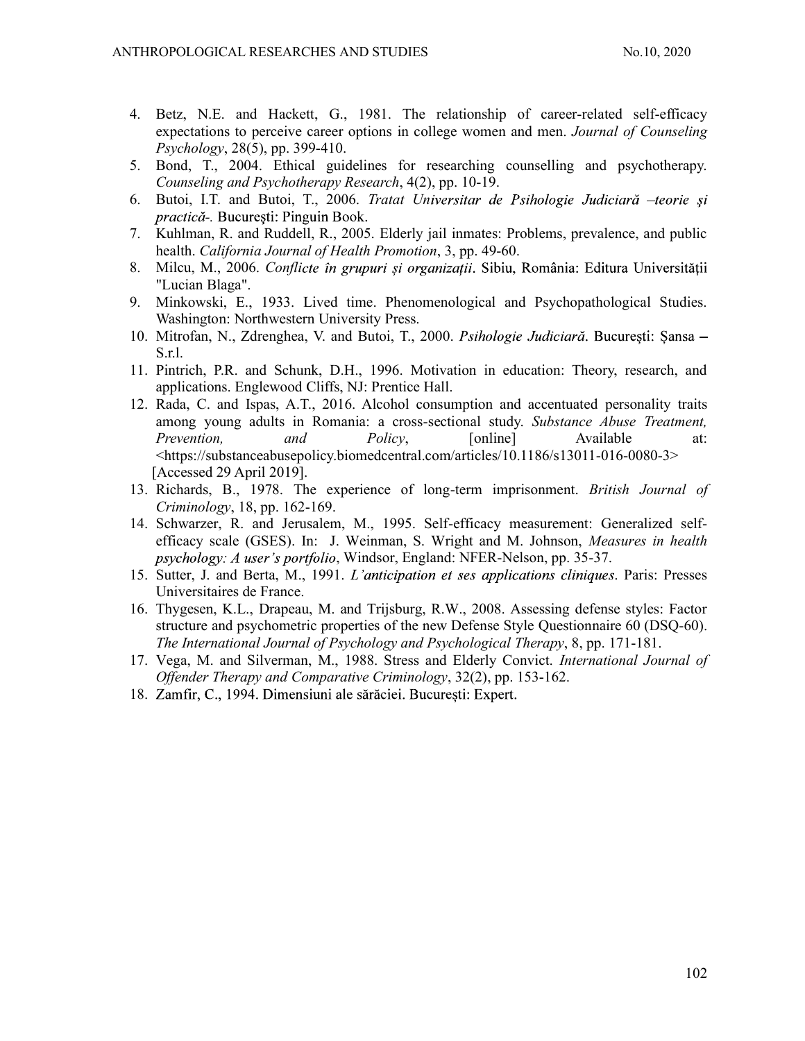4. Betz, N.E. and Hackett, G., 1981. The relationship of career-related self-efficacy expectations to perceive career options in college women and men. *Journal of Counseling Psychology*, 28(5), pp. 399-410.
5. Bond, T., 2004. Ethical guidelines for researching counselling and psychotherapy. *Counseling and Psychotherapy Research*, 4(2), pp. 10-19.
6. Butoi, I.T. and Butoi, T., 2006. *Tratat Universitar de Psihologie Judiciară –teorie şi practică-.* Bucureşti: Pinguin Book.
7. Kuhlman, R. and Ruddell, R., 2005. Elderly jail inmates: Problems, prevalence, and public health. *California Journal of Health Promotion*, 3, pp. 49-60.
8. Milcu, M., 2006. *Conflicte în grupuri și organizații*. Sibiu, România: Editura Universității "Lucian Blaga".
9. Minkowski, E., 1933. Lived time. Phenomenological and Psychopathological Studies. Washington: Northwestern University Press.
10. Mitrofan, N., Zdrenghea, V. and Butoi, T., 2000. *Psihologie Judiciară.* București: Șansa – S.r.l.
11. Pintrich, P.R. and Schunk, D.H., 1996. Motivation in education: Theory, research, and applications. Englewood Cliffs, NJ: Prentice Hall.
12. Rada, C. and Ispas, A.T., 2016. Alcohol consumption and accentuated personality traits among young adults in Romania: a cross-sectional study. *Substance Abuse Treatment, Prevention, and Policy*, [online] Available at: <https://substanceabusepolicy.biomedcentral.com/articles/10.1186/s13011-016-0080-3> [Accessed 29 April 2019].
13. Richards, B., 1978. The experience of long-term imprisonment. *British Journal of Criminology*, 18, pp. 162-169.
14. Schwarzer, R. and Jerusalem, M., 1995. Self-efficacy measurement: Generalized self-efficacy scale (GSES). In: J. Weinman, S. Wright and M. Johnson, *Measures in health psychology: A user's portfolio*, Windsor, England: NFER-Nelson, pp. 35-37.
15. Sutter, J. and Berta, M., 1991. *L'anticipation et ses applications cliniques*. Paris: Presses Universitaires de France.
16. Thygesen, K.L., Drapeau, M. and Trijsburg, R.W., 2008. Assessing defense styles: Factor structure and psychometric properties of the new Defense Style Questionnaire 60 (DSQ-60). *The International Journal of Psychology and Psychological Therapy*, 8, pp. 171-181.
17. Vega, M. and Silverman, M., 1988. Stress and Elderly Convict. *International Journal of Offender Therapy and Comparative Criminology*, 32(2), pp. 153-162.
18. Zamfir, C., 1994. Dimensiuni ale sărăciei. București: Expert.